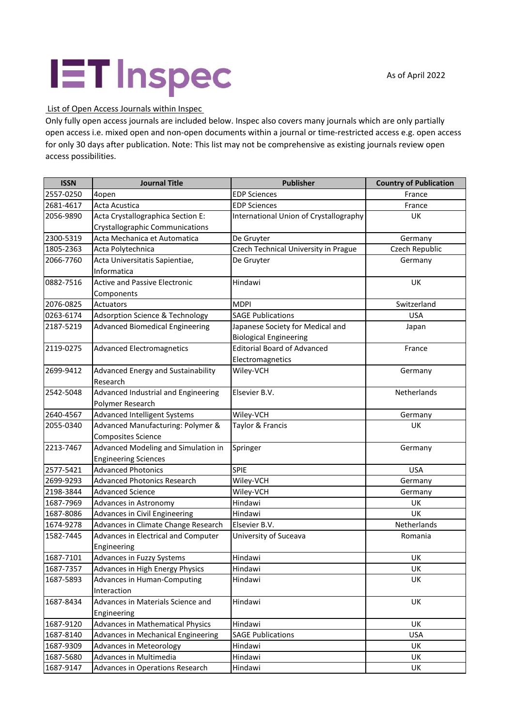# IET Inspec

As of April 2022

List of Open Access Journals within Inspec

Only fully open access journals are included below. Inspec also covers many journals which are only partially open access i.e. mixed open and non-open documents within a journal or time-restricted access e.g. open access for only 30 days after publication. Note: This list may not be comprehensive as existing journals review open access possibilities.

| ISSN | Journal Title | Publisher | Country of Publication |
|---|---|---|---|
| 2557-0250 | 4open | EDP Sciences | France |
| 2681-4617 | Acta Acustica | EDP Sciences | France |
| 2056-9890 | Acta Crystallographica Section E: Crystallographic Communications | International Union of Crystallography | UK |
| 2300-5319 | Acta Mechanica et Automatica | De Gruyter | Germany |
| 1805-2363 | Acta Polytechnica | Czech Technical University in Prague | Czech Republic |
| 2066-7760 | Acta Universitatis Sapientiae, Informatica | De Gruyter | Germany |
| 0882-7516 | Active and Passive Electronic Components | Hindawi | UK |
| 2076-0825 | Actuators | MDPI | Switzerland |
| 0263-6174 | Adsorption Science & Technology | SAGE Publications | USA |
| 2187-5219 | Advanced Biomedical Engineering | Japanese Society for Medical and Biological Engineering | Japan |
| 2119-0275 | Advanced Electromagnetics | Editorial Board of Advanced Electromagnetics | France |
| 2699-9412 | Advanced Energy and Sustainability Research | Wiley-VCH | Germany |
| 2542-5048 | Advanced Industrial and Engineering Polymer Research | Elsevier B.V. | Netherlands |
| 2640-4567 | Advanced Intelligent Systems | Wiley-VCH | Germany |
| 2055-0340 | Advanced Manufacturing: Polymer & Composites Science | Taylor & Francis | UK |
| 2213-7467 | Advanced Modeling and Simulation in Engineering Sciences | Springer | Germany |
| 2577-5421 | Advanced Photonics | SPIE | USA |
| 2699-9293 | Advanced Photonics Research | Wiley-VCH | Germany |
| 2198-3844 | Advanced Science | Wiley-VCH | Germany |
| 1687-7969 | Advances in Astronomy | Hindawi | UK |
| 1687-8086 | Advances in Civil Engineering | Hindawi | UK |
| 1674-9278 | Advances in Climate Change Research | Elsevier B.V. | Netherlands |
| 1582-7445 | Advances in Electrical and Computer Engineering | University of Suceava | Romania |
| 1687-7101 | Advances in Fuzzy Systems | Hindawi | UK |
| 1687-7357 | Advances in High Energy Physics | Hindawi | UK |
| 1687-5893 | Advances in Human-Computing Interaction | Hindawi | UK |
| 1687-8434 | Advances in Materials Science and Engineering | Hindawi | UK |
| 1687-9120 | Advances in Mathematical Physics | Hindawi | UK |
| 1687-8140 | Advances in Mechanical Engineering | SAGE Publications | USA |
| 1687-9309 | Advances in Meteorology | Hindawi | UK |
| 1687-5680 | Advances in Multimedia | Hindawi | UK |
| 1687-9147 | Advances in Operations Research | Hindawi | UK |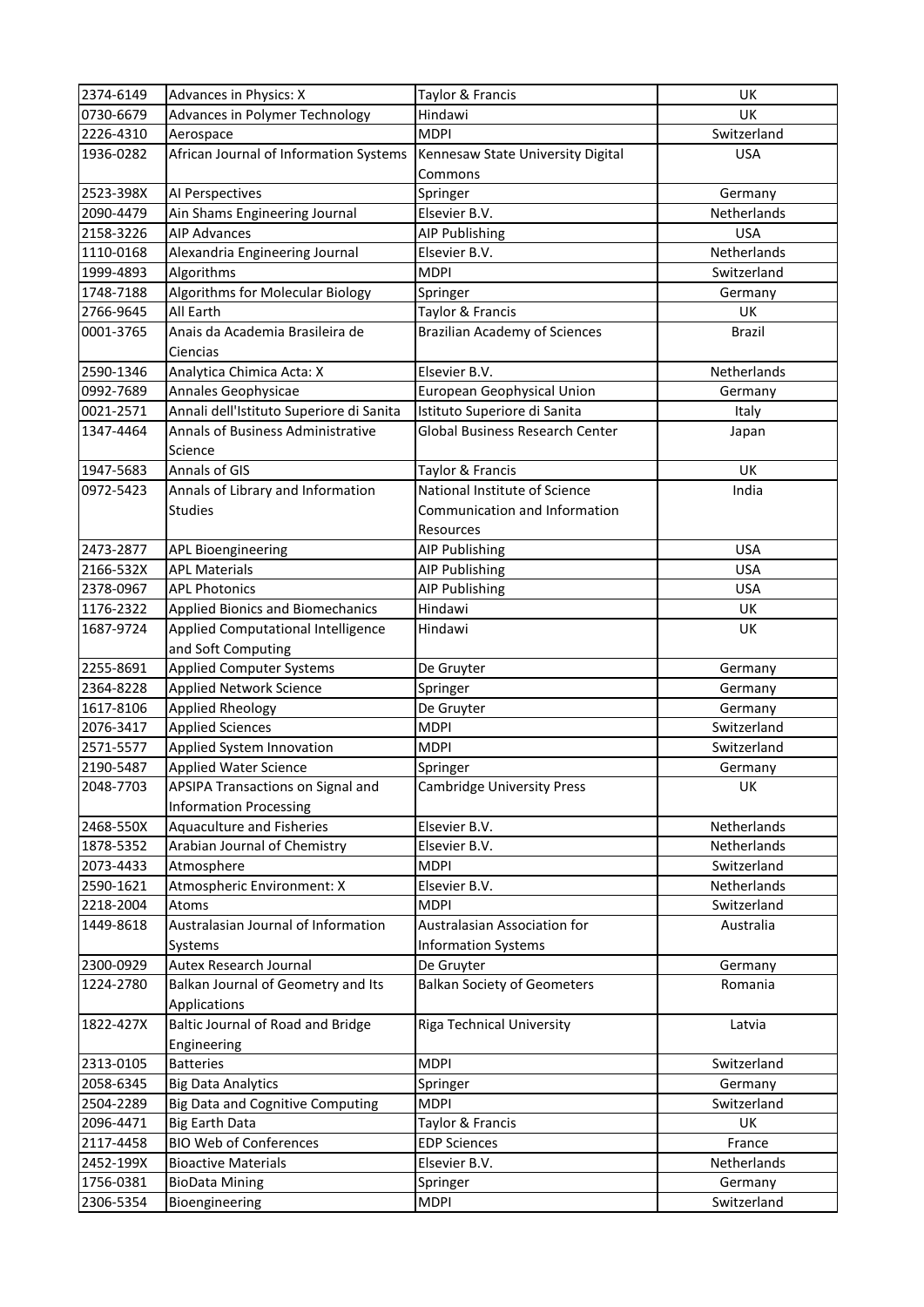| | | | |
|---|---|---|---|
| 2374-6149 | Advances in Physics: X | Taylor & Francis | UK |
| 0730-6679 | Advances in Polymer Technology | Hindawi | UK |
| 2226-4310 | Aerospace | MDPI | Switzerland |
| 1936-0282 | African Journal of Information Systems | Kennesaw State University Digital Commons | USA |
| 2523-398X | AI Perspectives | Springer | Germany |
| 2090-4479 | Ain Shams Engineering Journal | Elsevier B.V. | Netherlands |
| 2158-3226 | AIP Advances | AIP Publishing | USA |
| 1110-0168 | Alexandria Engineering Journal | Elsevier B.V. | Netherlands |
| 1999-4893 | Algorithms | MDPI | Switzerland |
| 1748-7188 | Algorithms for Molecular Biology | Springer | Germany |
| 2766-9645 | All Earth | Taylor & Francis | UK |
| 0001-3765 | Anais da Academia Brasileira de Ciencias | Brazilian Academy of Sciences | Brazil |
| 2590-1346 | Analytica Chimica Acta: X | Elsevier B.V. | Netherlands |
| 0992-7689 | Annales Geophysicae | European Geophysical Union | Germany |
| 0021-2571 | Annali dell'Istituto Superiore di Sanita | Istituto Superiore di Sanita | Italy |
| 1347-4464 | Annals of Business Administrative Science | Global Business Research Center | Japan |
| 1947-5683 | Annals of GIS | Taylor & Francis | UK |
| 0972-5423 | Annals of Library and Information Studies | National Institute of Science Communication and Information Resources | India |
| 2473-2877 | APL Bioengineering | AIP Publishing | USA |
| 2166-532X | APL Materials | AIP Publishing | USA |
| 2378-0967 | APL Photonics | AIP Publishing | USA |
| 1176-2322 | Applied Bionics and Biomechanics | Hindawi | UK |
| 1687-9724 | Applied Computational Intelligence and Soft Computing | Hindawi | UK |
| 2255-8691 | Applied Computer Systems | De Gruyter | Germany |
| 2364-8228 | Applied Network Science | Springer | Germany |
| 1617-8106 | Applied Rheology | De Gruyter | Germany |
| 2076-3417 | Applied Sciences | MDPI | Switzerland |
| 2571-5577 | Applied System Innovation | MDPI | Switzerland |
| 2190-5487 | Applied Water Science | Springer | Germany |
| 2048-7703 | APSIPA Transactions on Signal and Information Processing | Cambridge University Press | UK |
| 2468-550X | Aquaculture and Fisheries | Elsevier B.V. | Netherlands |
| 1878-5352 | Arabian Journal of Chemistry | Elsevier B.V. | Netherlands |
| 2073-4433 | Atmosphere | MDPI | Switzerland |
| 2590-1621 | Atmospheric Environment: X | Elsevier B.V. | Netherlands |
| 2218-2004 | Atoms | MDPI | Switzerland |
| 1449-8618 | Australasian Journal of Information Systems | Australasian Association for Information Systems | Australia |
| 2300-0929 | Autex Research Journal | De Gruyter | Germany |
| 1224-2780 | Balkan Journal of Geometry and Its Applications | Balkan Society of Geometers | Romania |
| 1822-427X | Baltic Journal of Road and Bridge Engineering | Riga Technical University | Latvia |
| 2313-0105 | Batteries | MDPI | Switzerland |
| 2058-6345 | Big Data Analytics | Springer | Germany |
| 2504-2289 | Big Data and Cognitive Computing | MDPI | Switzerland |
| 2096-4471 | Big Earth Data | Taylor & Francis | UK |
| 2117-4458 | BIO Web of Conferences | EDP Sciences | France |
| 2452-199X | Bioactive Materials | Elsevier B.V. | Netherlands |
| 1756-0381 | BioData Mining | Springer | Germany |
| 2306-5354 | Bioengineering | MDPI | Switzerland |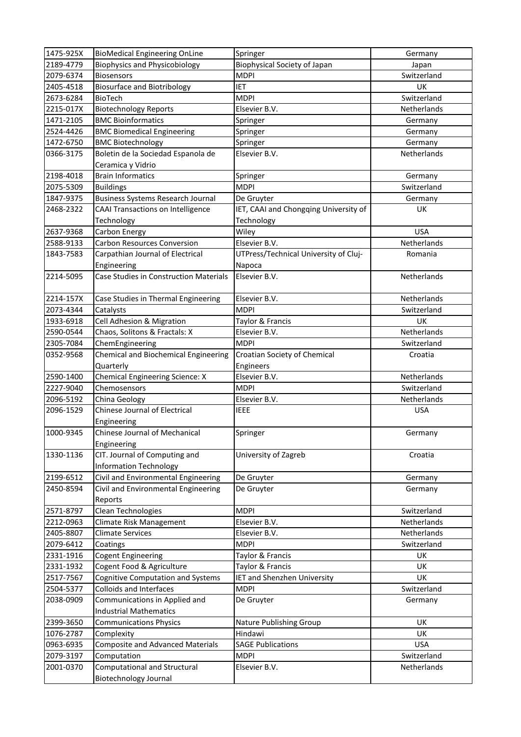| 1475-925X | BioMedical Engineering OnLine | Springer | Germany |
|---|---|---|---|
| 2189-4779 | Biophysics and Physicobiology | Biophysical Society of Japan | Japan |
| 2079-6374 | Biosensors | MDPI | Switzerland |
| 2405-4518 | Biosurface and Biotribology | IET | UK |
| 2673-6284 | BioTech | MDPI | Switzerland |
| 2215-017X | Biotechnology Reports | Elsevier B.V. | Netherlands |
| 1471-2105 | BMC Bioinformatics | Springer | Germany |
| 2524-4426 | BMC Biomedical Engineering | Springer | Germany |
| 1472-6750 | BMC Biotechnology | Springer | Germany |
| 0366-3175 | Boletin de la Sociedad Espanola de Ceramica y Vidrio | Elsevier B.V. | Netherlands |
| 2198-4018 | Brain Informatics | Springer | Germany |
| 2075-5309 | Buildings | MDPI | Switzerland |
| 1847-9375 | Business Systems Research Journal | De Gruyter | Germany |
| 2468-2322 | CAAI Transactions on Intelligence Technology | IET, CAAI and Chongqing University of Technology | UK |
| 2637-9368 | Carbon Energy | Wiley | USA |
| 2588-9133 | Carbon Resources Conversion | Elsevier B.V. | Netherlands |
| 1843-7583 | Carpathian Journal of Electrical Engineering | UTPress/Technical University of Cluj-Napoca | Romania |
| 2214-5095 | Case Studies in Construction Materials | Elsevier B.V. | Netherlands |
| 2214-157X | Case Studies in Thermal Engineering | Elsevier B.V. | Netherlands |
| 2073-4344 | Catalysts | MDPI | Switzerland |
| 1933-6918 | Cell Adhesion & Migration | Taylor & Francis | UK |
| 2590-0544 | Chaos, Solitons & Fractals: X | Elsevier B.V. | Netherlands |
| 2305-7084 | ChemEngineering | MDPI | Switzerland |
| 0352-9568 | Chemical and Biochemical Engineering Quarterly | Croatian Society of Chemical Engineers | Croatia |
| 2590-1400 | Chemical Engineering Science: X | Elsevier B.V. | Netherlands |
| 2227-9040 | Chemosensors | MDPI | Switzerland |
| 2096-5192 | China Geology | Elsevier B.V. | Netherlands |
| 2096-1529 | Chinese Journal of Electrical Engineering | IEEE | USA |
| 1000-9345 | Chinese Journal of Mechanical Engineering | Springer | Germany |
| 1330-1136 | CIT. Journal of Computing and Information Technology | University of Zagreb | Croatia |
| 2199-6512 | Civil and Environmental Engineering | De Gruyter | Germany |
| 2450-8594 | Civil and Environmental Engineering Reports | De Gruyter | Germany |
| 2571-8797 | Clean Technologies | MDPI | Switzerland |
| 2212-0963 | Climate Risk Management | Elsevier B.V. | Netherlands |
| 2405-8807 | Climate Services | Elsevier B.V. | Netherlands |
| 2079-6412 | Coatings | MDPI | Switzerland |
| 2331-1916 | Cogent Engineering | Taylor & Francis | UK |
| 2331-1932 | Cogent Food & Agriculture | Taylor & Francis | UK |
| 2517-7567 | Cognitive Computation and Systems | IET and Shenzhen University | UK |
| 2504-5377 | Colloids and Interfaces | MDPI | Switzerland |
| 2038-0909 | Communications in Applied and Industrial Mathematics | De Gruyter | Germany |
| 2399-3650 | Communications Physics | Nature Publishing Group | UK |
| 1076-2787 | Complexity | Hindawi | UK |
| 0963-6935 | Composite and Advanced Materials | SAGE Publications | USA |
| 2079-3197 | Computation | MDPI | Switzerland |
| 2001-0370 | Computational and Structural Biotechnology Journal | Elsevier B.V. | Netherlands |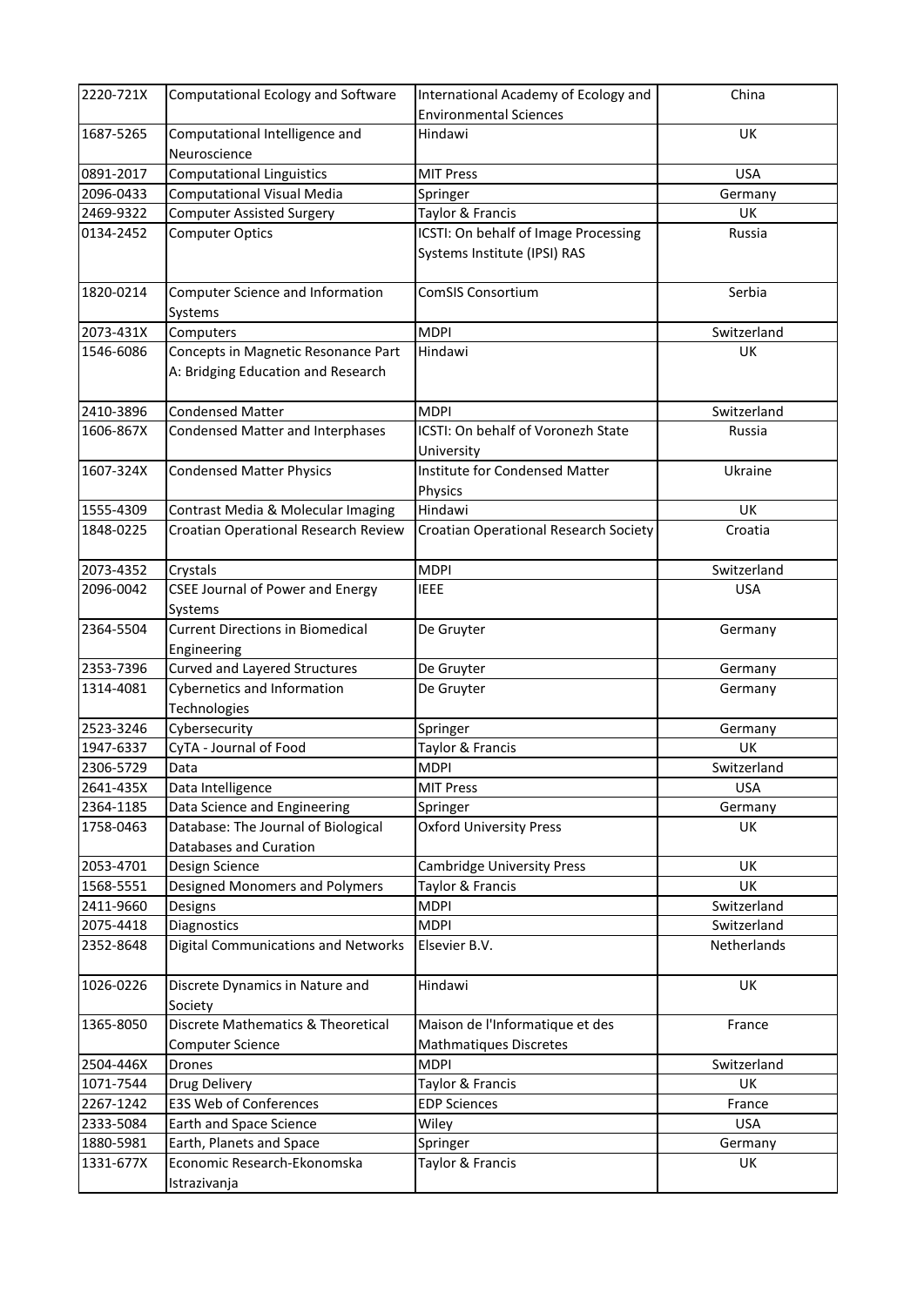| | | | |
|---|---|---|---|
| 2220-721X | Computational Ecology and Software | International Academy of Ecology and Environmental Sciences | China |
| 1687-5265 | Computational Intelligence and Neuroscience | Hindawi | UK |
| 0891-2017 | Computational Linguistics | MIT Press | USA |
| 2096-0433 | Computational Visual Media | Springer | Germany |
| 2469-9322 | Computer Assisted Surgery | Taylor & Francis | UK |
| 0134-2452 | Computer Optics | ICSTI: On behalf of Image Processing Systems Institute (IPSI) RAS | Russia |
| 1820-0214 | Computer Science and Information Systems | ComSIS Consortium | Serbia |
| 2073-431X | Computers | MDPI | Switzerland |
| 1546-6086 | Concepts in Magnetic Resonance Part A: Bridging Education and Research | Hindawi | UK |
| 2410-3896 | Condensed Matter | MDPI | Switzerland |
| 1606-867X | Condensed Matter and Interphases | ICSTI: On behalf of Voronezh State University | Russia |
| 1607-324X | Condensed Matter Physics | Institute for Condensed Matter Physics | Ukraine |
| 1555-4309 | Contrast Media & Molecular Imaging | Hindawi | UK |
| 1848-0225 | Croatian Operational Research Review | Croatian Operational Research Society | Croatia |
| 2073-4352 | Crystals | MDPI | Switzerland |
| 2096-0042 | CSEE Journal of Power and Energy Systems | IEEE | USA |
| 2364-5504 | Current Directions in Biomedical Engineering | De Gruyter | Germany |
| 2353-7396 | Curved and Layered Structures | De Gruyter | Germany |
| 1314-4081 | Cybernetics and Information Technologies | De Gruyter | Germany |
| 2523-3246 | Cybersecurity | Springer | Germany |
| 1947-6337 | CyTA - Journal of Food | Taylor & Francis | UK |
| 2306-5729 | Data | MDPI | Switzerland |
| 2641-435X | Data Intelligence | MIT Press | USA |
| 2364-1185 | Data Science and Engineering | Springer | Germany |
| 1758-0463 | Database: The Journal of Biological Databases and Curation | Oxford University Press | UK |
| 2053-4701 | Design Science | Cambridge University Press | UK |
| 1568-5551 | Designed Monomers and Polymers | Taylor & Francis | UK |
| 2411-9660 | Designs | MDPI | Switzerland |
| 2075-4418 | Diagnostics | MDPI | Switzerland |
| 2352-8648 | Digital Communications and Networks | Elsevier B.V. | Netherlands |
| 1026-0226 | Discrete Dynamics in Nature and Society | Hindawi | UK |
| 1365-8050 | Discrete Mathematics & Theoretical Computer Science | Maison de l'Informatique et des Mathmatiques Discretes | France |
| 2504-446X | Drones | MDPI | Switzerland |
| 1071-7544 | Drug Delivery | Taylor & Francis | UK |
| 2267-1242 | E3S Web of Conferences | EDP Sciences | France |
| 2333-5084 | Earth and Space Science | Wiley | USA |
| 1880-5981 | Earth, Planets and Space | Springer | Germany |
| 1331-677X | Economic Research-Ekonomska Istrazivanja | Taylor & Francis | UK |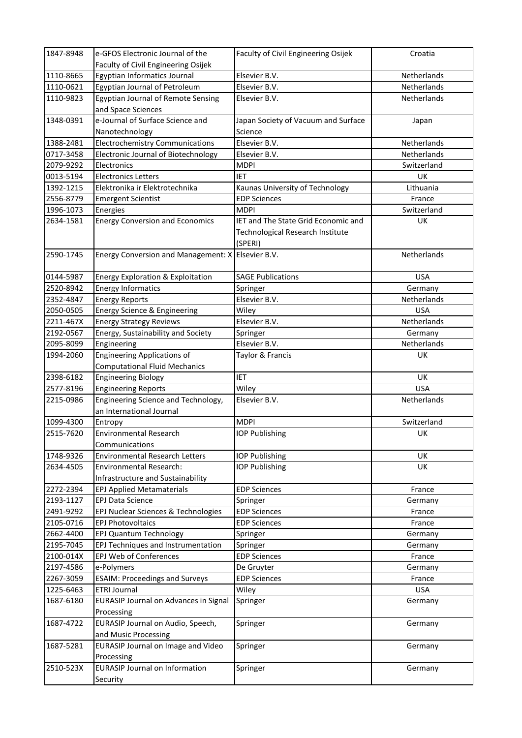| 1847-8948 | e-GFOS Electronic Journal of the Faculty of Civil Engineering Osijek | Faculty of Civil Engineering Osijek | Croatia |
|---|---|---|---|
| 1110-8665 | Egyptian Informatics Journal | Elsevier B.V. | Netherlands |
| 1110-0621 | Egyptian Journal of Petroleum | Elsevier B.V. | Netherlands |
| 1110-9823 | Egyptian Journal of Remote Sensing and Space Sciences | Elsevier B.V. | Netherlands |
| 1348-0391 | e-Journal of Surface Science and Nanotechnology | Japan Society of Vacuum and Surface Science | Japan |
| 1388-2481 | Electrochemistry Communications | Elsevier B.V. | Netherlands |
| 0717-3458 | Electronic Journal of Biotechnology | Elsevier B.V. | Netherlands |
| 2079-9292 | Electronics | MDPI | Switzerland |
| 0013-5194 | Electronics Letters | IET | UK |
| 1392-1215 | Elektronika ir Elektrotechnika | Kaunas University of Technology | Lithuania |
| 2556-8779 | Emergent Scientist | EDP Sciences | France |
| 1996-1073 | Energies | MDPI | Switzerland |
| 2634-1581 | Energy Conversion and Economics | IET and The State Grid Economic and Technological Research Institute (SPERI) | UK |
| 2590-1745 | Energy Conversion and Management: X | Elsevier B.V. | Netherlands |
| 0144-5987 | Energy Exploration & Exploitation | SAGE Publications | USA |
| 2520-8942 | Energy Informatics | Springer | Germany |
| 2352-4847 | Energy Reports | Elsevier B.V. | Netherlands |
| 2050-0505 | Energy Science & Engineering | Wiley | USA |
| 2211-467X | Energy Strategy Reviews | Elsevier B.V. | Netherlands |
| 2192-0567 | Energy, Sustainability and Society | Springer | Germany |
| 2095-8099 | Engineering | Elsevier B.V. | Netherlands |
| 1994-2060 | Engineering Applications of Computational Fluid Mechanics | Taylor & Francis | UK |
| 2398-6182 | Engineering Biology | IET | UK |
| 2577-8196 | Engineering Reports | Wiley | USA |
| 2215-0986 | Engineering Science and Technology, an International Journal | Elsevier B.V. | Netherlands |
| 1099-4300 | Entropy | MDPI | Switzerland |
| 2515-7620 | Environmental Research Communications | IOP Publishing | UK |
| 1748-9326 | Environmental Research Letters | IOP Publishing | UK |
| 2634-4505 | Environmental Research: Infrastructure and Sustainability | IOP Publishing | UK |
| 2272-2394 | EPJ Applied Metamaterials | EDP Sciences | France |
| 2193-1127 | EPJ Data Science | Springer | Germany |
| 2491-9292 | EPJ Nuclear Sciences & Technologies | EDP Sciences | France |
| 2105-0716 | EPJ Photovoltaics | EDP Sciences | France |
| 2662-4400 | EPJ Quantum Technology | Springer | Germany |
| 2195-7045 | EPJ Techniques and Instrumentation | Springer | Germany |
| 2100-014X | EPJ Web of Conferences | EDP Sciences | France |
| 2197-4586 | e-Polymers | De Gruyter | Germany |
| 2267-3059 | ESAIM: Proceedings and Surveys | EDP Sciences | France |
| 1225-6463 | ETRI Journal | Wiley | USA |
| 1687-6180 | EURASIP Journal on Advances in Signal Processing | Springer | Germany |
| 1687-4722 | EURASIP Journal on Audio, Speech, and Music Processing | Springer | Germany |
| 1687-5281 | EURASIP Journal on Image and Video Processing | Springer | Germany |
| 2510-523X | EURASIP Journal on Information Security | Springer | Germany |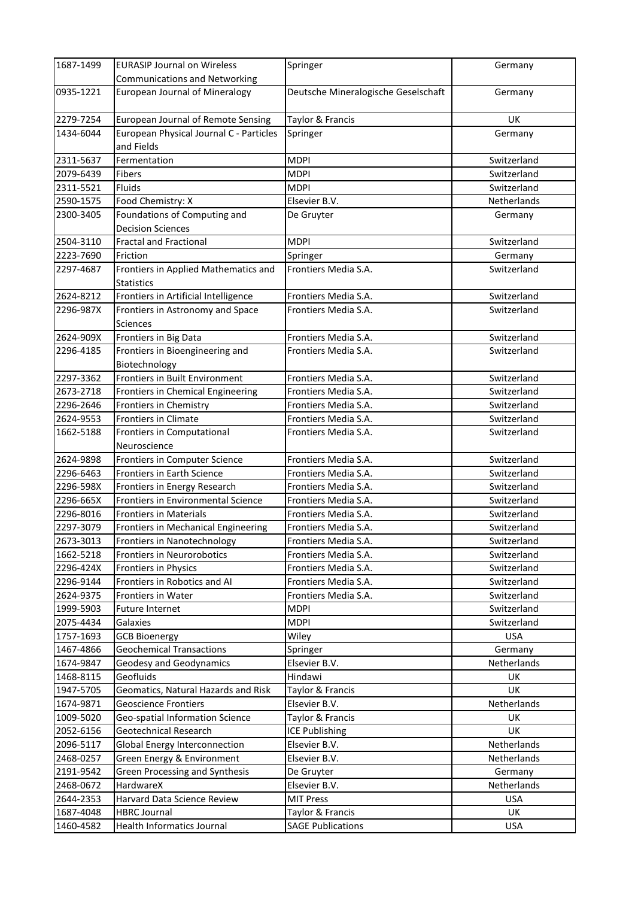| | | | |
|---|---|---|---|
| 1687-1499 | EURASIP Journal on Wireless Communications and Networking | Springer | Germany |
| 0935-1221 | European Journal of Mineralogy | Deutsche Mineralogische Geselschaft | Germany |
| 2279-7254 | European Journal of Remote Sensing | Taylor & Francis | UK |
| 1434-6044 | European Physical Journal C - Particles and Fields | Springer | Germany |
| 2311-5637 | Fermentation | MDPI | Switzerland |
| 2079-6439 | Fibers | MDPI | Switzerland |
| 2311-5521 | Fluids | MDPI | Switzerland |
| 2590-1575 | Food Chemistry: X | Elsevier B.V. | Netherlands |
| 2300-3405 | Foundations of Computing and Decision Sciences | De Gruyter | Germany |
| 2504-3110 | Fractal and Fractional | MDPI | Switzerland |
| 2223-7690 | Friction | Springer | Germany |
| 2297-4687 | Frontiers in Applied Mathematics and Statistics | Frontiers Media S.A. | Switzerland |
| 2624-8212 | Frontiers in Artificial Intelligence | Frontiers Media S.A. | Switzerland |
| 2296-987X | Frontiers in Astronomy and Space Sciences | Frontiers Media S.A. | Switzerland |
| 2624-909X | Frontiers in Big Data | Frontiers Media S.A. | Switzerland |
| 2296-4185 | Frontiers in Bioengineering and Biotechnology | Frontiers Media S.A. | Switzerland |
| 2297-3362 | Frontiers in Built Environment | Frontiers Media S.A. | Switzerland |
| 2673-2718 | Frontiers in Chemical Engineering | Frontiers Media S.A. | Switzerland |
| 2296-2646 | Frontiers in Chemistry | Frontiers Media S.A. | Switzerland |
| 2624-9553 | Frontiers in Climate | Frontiers Media S.A. | Switzerland |
| 1662-5188 | Frontiers in Computational Neuroscience | Frontiers Media S.A. | Switzerland |
| 2624-9898 | Frontiers in Computer Science | Frontiers Media S.A. | Switzerland |
| 2296-6463 | Frontiers in Earth Science | Frontiers Media S.A. | Switzerland |
| 2296-598X | Frontiers in Energy Research | Frontiers Media S.A. | Switzerland |
| 2296-665X | Frontiers in Environmental Science | Frontiers Media S.A. | Switzerland |
| 2296-8016 | Frontiers in Materials | Frontiers Media S.A. | Switzerland |
| 2297-3079 | Frontiers in Mechanical Engineering | Frontiers Media S.A. | Switzerland |
| 2673-3013 | Frontiers in Nanotechnology | Frontiers Media S.A. | Switzerland |
| 1662-5218 | Frontiers in Neurorobotics | Frontiers Media S.A. | Switzerland |
| 2296-424X | Frontiers in Physics | Frontiers Media S.A. | Switzerland |
| 2296-9144 | Frontiers in Robotics and AI | Frontiers Media S.A. | Switzerland |
| 2624-9375 | Frontiers in Water | Frontiers Media S.A. | Switzerland |
| 1999-5903 | Future Internet | MDPI | Switzerland |
| 2075-4434 | Galaxies | MDPI | Switzerland |
| 1757-1693 | GCB Bioenergy | Wiley | USA |
| 1467-4866 | Geochemical Transactions | Springer | Germany |
| 1674-9847 | Geodesy and Geodynamics | Elsevier B.V. | Netherlands |
| 1468-8115 | Geofluids | Hindawi | UK |
| 1947-5705 | Geomatics, Natural Hazards and Risk | Taylor & Francis | UK |
| 1674-9871 | Geoscience Frontiers | Elsevier B.V. | Netherlands |
| 1009-5020 | Geo-spatial Information Science | Taylor & Francis | UK |
| 2052-6156 | Geotechnical Research | ICE Publishing | UK |
| 2096-5117 | Global Energy Interconnection | Elsevier B.V. | Netherlands |
| 2468-0257 | Green Energy & Environment | Elsevier B.V. | Netherlands |
| 2191-9542 | Green Processing and Synthesis | De Gruyter | Germany |
| 2468-0672 | HardwareX | Elsevier B.V. | Netherlands |
| 2644-2353 | Harvard Data Science Review | MIT Press | USA |
| 1687-4048 | HBRC Journal | Taylor & Francis | UK |
| 1460-4582 | Health Informatics Journal | SAGE Publications | USA |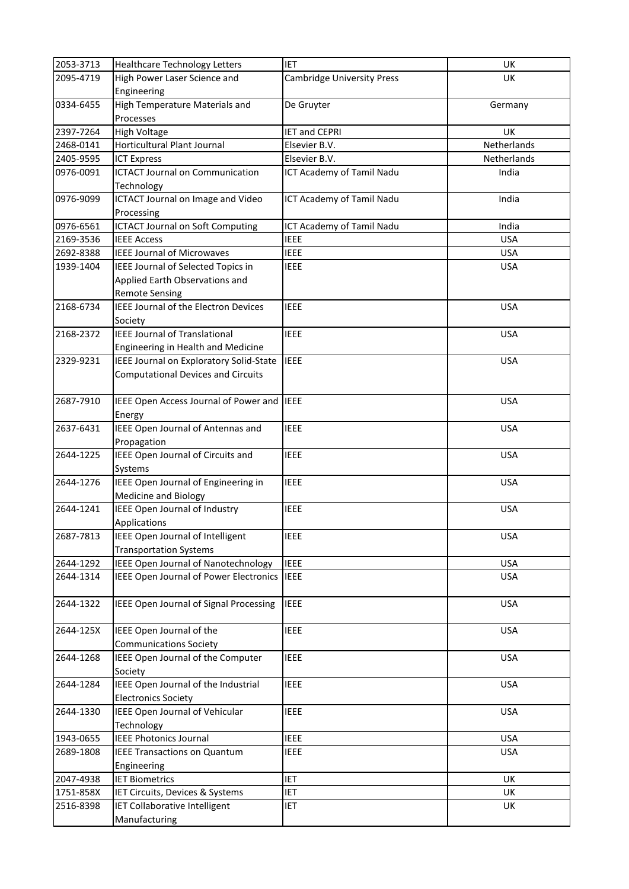| | | | |
|---|---|---|---|
| 2053-3713 | Healthcare Technology Letters | IET | UK |
| 2095-4719 | High Power Laser Science and Engineering | Cambridge University Press | UK |
| 0334-6455 | High Temperature Materials and Processes | De Gruyter | Germany |
| 2397-7264 | High Voltage | IET and CEPRI | UK |
| 2468-0141 | Horticultural Plant Journal | Elsevier B.V. | Netherlands |
| 2405-9595 | ICT Express | Elsevier B.V. | Netherlands |
| 0976-0091 | ICTACT Journal on Communication Technology | ICT Academy of Tamil Nadu | India |
| 0976-9099 | ICTACT Journal on Image and Video Processing | ICT Academy of Tamil Nadu | India |
| 0976-6561 | ICTACT Journal on Soft Computing | ICT Academy of Tamil Nadu | India |
| 2169-3536 | IEEE Access | IEEE | USA |
| 2692-8388 | IEEE Journal of Microwaves | IEEE | USA |
| 1939-1404 | IEEE Journal of Selected Topics in Applied Earth Observations and Remote Sensing | IEEE | USA |
| 2168-6734 | IEEE Journal of the Electron Devices Society | IEEE | USA |
| 2168-2372 | IEEE Journal of Translational Engineering in Health and Medicine | IEEE | USA |
| 2329-9231 | IEEE Journal on Exploratory Solid-State Computational Devices and Circuits | IEEE | USA |
| 2687-7910 | IEEE Open Access Journal of Power and Energy | IEEE | USA |
| 2637-6431 | IEEE Open Journal of Antennas and Propagation | IEEE | USA |
| 2644-1225 | IEEE Open Journal of Circuits and Systems | IEEE | USA |
| 2644-1276 | IEEE Open Journal of Engineering in Medicine and Biology | IEEE | USA |
| 2644-1241 | IEEE Open Journal of Industry Applications | IEEE | USA |
| 2687-7813 | IEEE Open Journal of Intelligent Transportation Systems | IEEE | USA |
| 2644-1292 | IEEE Open Journal of Nanotechnology | IEEE | USA |
| 2644-1314 | IEEE Open Journal of Power Electronics | IEEE | USA |
| 2644-1322 | IEEE Open Journal of Signal Processing | IEEE | USA |
| 2644-125X | IEEE Open Journal of the Communications Society | IEEE | USA |
| 2644-1268 | IEEE Open Journal of the Computer Society | IEEE | USA |
| 2644-1284 | IEEE Open Journal of the Industrial Electronics Society | IEEE | USA |
| 2644-1330 | IEEE Open Journal of Vehicular Technology | IEEE | USA |
| 1943-0655 | IEEE Photonics Journal | IEEE | USA |
| 2689-1808 | IEEE Transactions on Quantum Engineering | IEEE | USA |
| 2047-4938 | IET Biometrics | IET | UK |
| 1751-858X | IET Circuits, Devices & Systems | IET | UK |
| 2516-8398 | IET Collaborative Intelligent Manufacturing | IET | UK |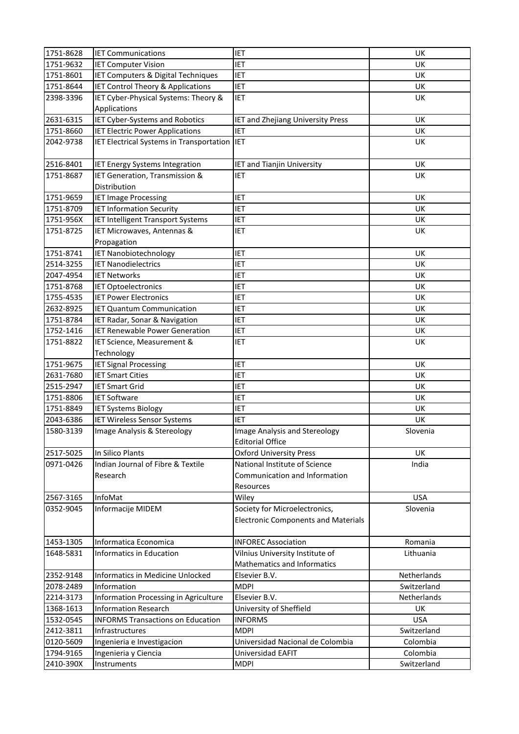| 1751-8628 | IET Communications | IET | UK |
|---|---|---|---|
| 1751-9632 | IET Computer Vision | IET | UK |
| 1751-8601 | IET Computers & Digital Techniques | IET | UK |
| 1751-8644 | IET Control Theory & Applications | IET | UK |
| 2398-3396 | IET Cyber-Physical Systems: Theory & Applications | IET | UK |
| 2631-6315 | IET Cyber-Systems and Robotics | IET and Zhejiang University Press | UK |
| 1751-8660 | IET Electric Power Applications | IET | UK |
| 2042-9738 | IET Electrical Systems in Transportation | IET | UK |
| 2516-8401 | IET Energy Systems Integration | IET and Tianjin University | UK |
| 1751-8687 | IET Generation, Transmission & Distribution | IET | UK |
| 1751-9659 | IET Image Processing | IET | UK |
| 1751-8709 | IET Information Security | IET | UK |
| 1751-956X | IET Intelligent Transport Systems | IET | UK |
| 1751-8725 | IET Microwaves, Antennas & Propagation | IET | UK |
| 1751-8741 | IET Nanobiotechnology | IET | UK |
| 2514-3255 | IET Nanodielectrics | IET | UK |
| 2047-4954 | IET Networks | IET | UK |
| 1751-8768 | IET Optoelectronics | IET | UK |
| 1755-4535 | IET Power Electronics | IET | UK |
| 2632-8925 | IET Quantum Communication | IET | UK |
| 1751-8784 | IET Radar, Sonar & Navigation | IET | UK |
| 1752-1416 | IET Renewable Power Generation | IET | UK |
| 1751-8822 | IET Science, Measurement & Technology | IET | UK |
| 1751-9675 | IET Signal Processing | IET | UK |
| 2631-7680 | IET Smart Cities | IET | UK |
| 2515-2947 | IET Smart Grid | IET | UK |
| 1751-8806 | IET Software | IET | UK |
| 1751-8849 | IET Systems Biology | IET | UK |
| 2043-6386 | IET Wireless Sensor Systems | IET | UK |
| 1580-3139 | Image Analysis & Stereology | Image Analysis and Stereology Editorial Office | Slovenia |
| 2517-5025 | In Silico Plants | Oxford University Press | UK |
| 0971-0426 | Indian Journal of Fibre & Textile Research | National Institute of Science Communication and Information Resources | India |
| 2567-3165 | InfoMat | Wiley | USA |
| 0352-9045 | Informacije MIDEM | Society for Microelectronics, Electronic Components and Materials | Slovenia |
| 1453-1305 | Informatica Economica | INFOREC Association | Romania |
| 1648-5831 | Informatics in Education | Vilnius University Institute of Mathematics and Informatics | Lithuania |
| 2352-9148 | Informatics in Medicine Unlocked | Elsevier B.V. | Netherlands |
| 2078-2489 | Information | MDPI | Switzerland |
| 2214-3173 | Information Processing in Agriculture | Elsevier B.V. | Netherlands |
| 1368-1613 | Information Research | University of Sheffield | UK |
| 1532-0545 | INFORMS Transactions on Education | INFORMS | USA |
| 2412-3811 | Infrastructures | MDPI | Switzerland |
| 0120-5609 | Ingenieria e Investigacion | Universidad Nacional de Colombia | Colombia |
| 1794-9165 | Ingenieria y Ciencia | Universidad EAFIT | Colombia |
| 2410-390X | Instruments | MDPI | Switzerland |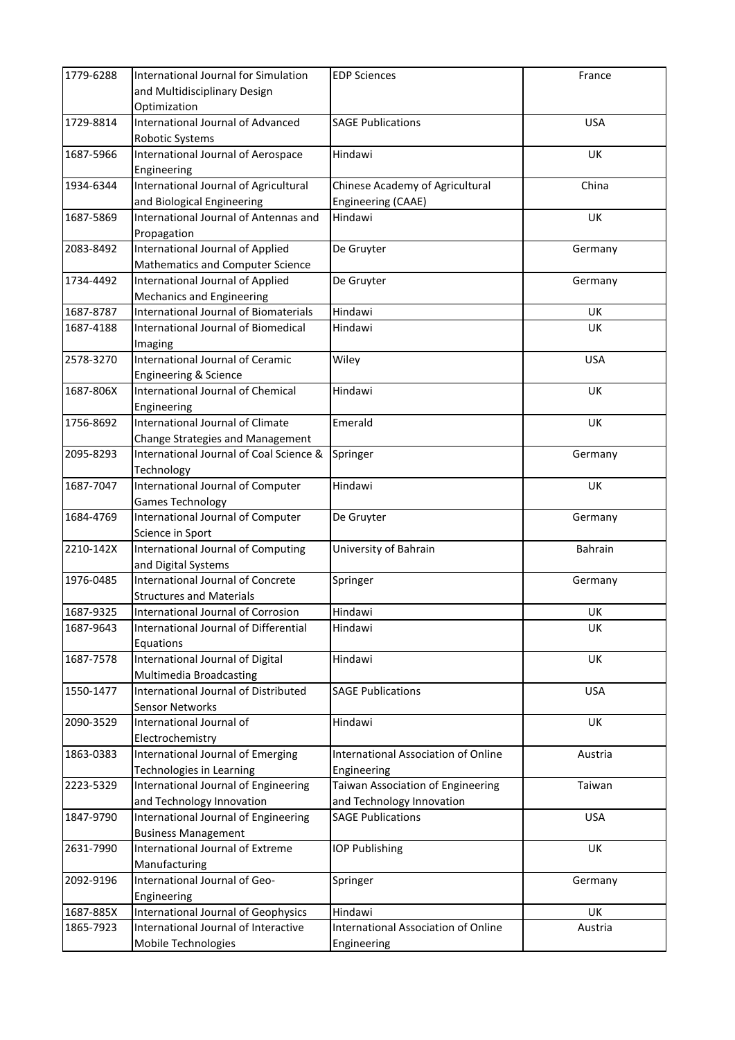| 1779-6288 | International Journal for Simulation and Multidisciplinary Design Optimization | EDP Sciences | France |
|---|---|---|---|
| 1729-8814 | International Journal of Advanced Robotic Systems | SAGE Publications | USA |
| 1687-5966 | International Journal of Aerospace Engineering | Hindawi | UK |
| 1934-6344 | International Journal of Agricultural and Biological Engineering | Chinese Academy of Agricultural Engineering (CAAE) | China |
| 1687-5869 | International Journal of Antennas and Propagation | Hindawi | UK |
| 2083-8492 | International Journal of Applied Mathematics and Computer Science | De Gruyter | Germany |
| 1734-4492 | International Journal of Applied Mechanics and Engineering | De Gruyter | Germany |
| 1687-8787 | International Journal of Biomaterials | Hindawi | UK |
| 1687-4188 | International Journal of Biomedical Imaging | Hindawi | UK |
| 2578-3270 | International Journal of Ceramic Engineering & Science | Wiley | USA |
| 1687-806X | International Journal of Chemical Engineering | Hindawi | UK |
| 1756-8692 | International Journal of Climate Change Strategies and Management | Emerald | UK |
| 2095-8293 | International Journal of Coal Science & Technology | Springer | Germany |
| 1687-7047 | International Journal of Computer Games Technology | Hindawi | UK |
| 1684-4769 | International Journal of Computer Science in Sport | De Gruyter | Germany |
| 2210-142X | International Journal of Computing and Digital Systems | University of Bahrain | Bahrain |
| 1976-0485 | International Journal of Concrete Structures and Materials | Springer | Germany |
| 1687-9325 | International Journal of Corrosion | Hindawi | UK |
| 1687-9643 | International Journal of Differential Equations | Hindawi | UK |
| 1687-7578 | International Journal of Digital Multimedia Broadcasting | Hindawi | UK |
| 1550-1477 | International Journal of Distributed Sensor Networks | SAGE Publications | USA |
| 2090-3529 | International Journal of Electrochemistry | Hindawi | UK |
| 1863-0383 | International Journal of Emerging Technologies in Learning | International Association of Online Engineering | Austria |
| 2223-5329 | International Journal of Engineering and Technology Innovation | Taiwan Association of Engineering and Technology Innovation | Taiwan |
| 1847-9790 | International Journal of Engineering Business Management | SAGE Publications | USA |
| 2631-7990 | International Journal of Extreme Manufacturing | IOP Publishing | UK |
| 2092-9196 | International Journal of Geo-Engineering | Springer | Germany |
| 1687-885X | International Journal of Geophysics | Hindawi | UK |
| 1865-7923 | International Journal of Interactive Mobile Technologies | International Association of Online Engineering | Austria |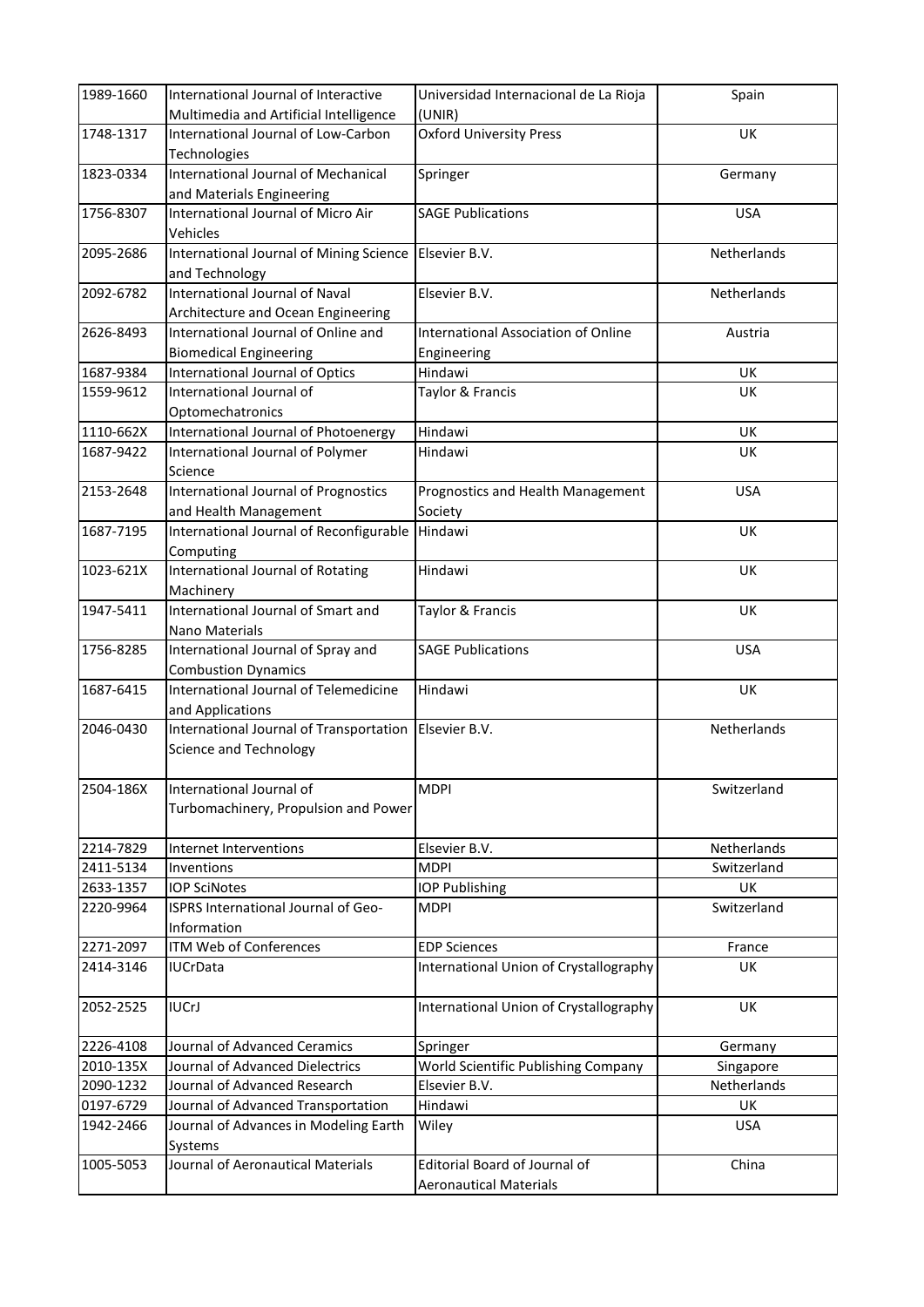| 1989-1660 | International Journal of Interactive Multimedia and Artificial Intelligence | Universidad Internacional de La Rioja (UNIR) | Spain |
|---|---|---|---|
| 1748-1317 | International Journal of Low-Carbon Technologies | Oxford University Press | UK |
| 1823-0334 | International Journal of Mechanical and Materials Engineering | Springer | Germany |
| 1756-8307 | International Journal of Micro Air Vehicles | SAGE Publications | USA |
| 2095-2686 | International Journal of Mining Science and Technology | Elsevier B.V. | Netherlands |
| 2092-6782 | International Journal of Naval Architecture and Ocean Engineering | Elsevier B.V. | Netherlands |
| 2626-8493 | International Journal of Online and Biomedical Engineering | International Association of Online Engineering | Austria |
| 1687-9384 | International Journal of Optics | Hindawi | UK |
| 1559-9612 | International Journal of Optomechatronics | Taylor & Francis | UK |
| 1110-662X | International Journal of Photoenergy | Hindawi | UK |
| 1687-9422 | International Journal of Polymer Science | Hindawi | UK |
| 2153-2648 | International Journal of Prognostics and Health Management | Prognostics and Health Management Society | USA |
| 1687-7195 | International Journal of Reconfigurable Computing | Hindawi | UK |
| 1023-621X | International Journal of Rotating Machinery | Hindawi | UK |
| 1947-5411 | International Journal of Smart and Nano Materials | Taylor & Francis | UK |
| 1756-8285 | International Journal of Spray and Combustion Dynamics | SAGE Publications | USA |
| 1687-6415 | International Journal of Telemedicine and Applications | Hindawi | UK |
| 2046-0430 | International Journal of Transportation Science and Technology | Elsevier B.V. | Netherlands |
| 2504-186X | International Journal of Turbomachinery, Propulsion and Power | MDPI | Switzerland |
| 2214-7829 | Internet Interventions | Elsevier B.V. | Netherlands |
| 2411-5134 | Inventions | MDPI | Switzerland |
| 2633-1357 | IOP SciNotes | IOP Publishing | UK |
| 2220-9964 | ISPRS International Journal of Geo-Information | MDPI | Switzerland |
| 2271-2097 | ITM Web of Conferences | EDP Sciences | France |
| 2414-3146 | IUCrData | International Union of Crystallography | UK |
| 2052-2525 | IUCrJ | International Union of Crystallography | UK |
| 2226-4108 | Journal of Advanced Ceramics | Springer | Germany |
| 2010-135X | Journal of Advanced Dielectrics | World Scientific Publishing Company | Singapore |
| 2090-1232 | Journal of Advanced Research | Elsevier B.V. | Netherlands |
| 0197-6729 | Journal of Advanced Transportation | Hindawi | UK |
| 1942-2466 | Journal of Advances in Modeling Earth Systems | Wiley | USA |
| 1005-5053 | Journal of Aeronautical Materials | Editorial Board of Journal of Aeronautical Materials | China |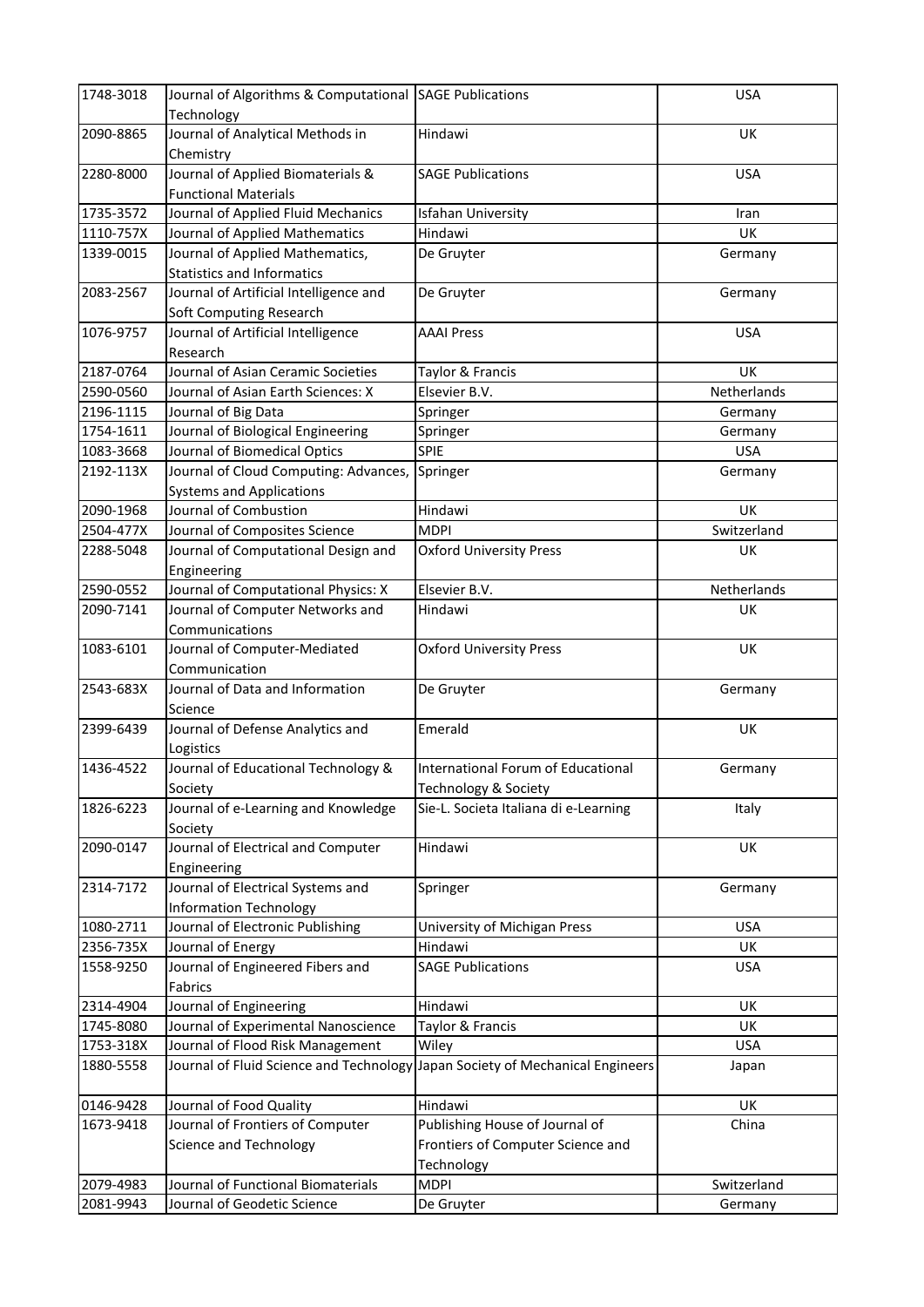| | | | |
|---|---|---|---|
| 1748-3018 | Journal of Algorithms & Computational Technology | SAGE Publications | USA |
| 2090-8865 | Journal of Analytical Methods in Chemistry | Hindawi | UK |
| 2280-8000 | Journal of Applied Biomaterials & Functional Materials | SAGE Publications | USA |
| 1735-3572 | Journal of Applied Fluid Mechanics | Isfahan University | Iran |
| 1110-757X | Journal of Applied Mathematics | Hindawi | UK |
| 1339-0015 | Journal of Applied Mathematics, Statistics and Informatics | De Gruyter | Germany |
| 2083-2567 | Journal of Artificial Intelligence and Soft Computing Research | De Gruyter | Germany |
| 1076-9757 | Journal of Artificial Intelligence Research | AAAI Press | USA |
| 2187-0764 | Journal of Asian Ceramic Societies | Taylor & Francis | UK |
| 2590-0560 | Journal of Asian Earth Sciences: X | Elsevier B.V. | Netherlands |
| 2196-1115 | Journal of Big Data | Springer | Germany |
| 1754-1611 | Journal of Biological Engineering | Springer | Germany |
| 1083-3668 | Journal of Biomedical Optics | SPIE | USA |
| 2192-113X | Journal of Cloud Computing: Advances, Systems and Applications | Springer | Germany |
| 2090-1968 | Journal of Combustion | Hindawi | UK |
| 2504-477X | Journal of Composites Science | MDPI | Switzerland |
| 2288-5048 | Journal of Computational Design and Engineering | Oxford University Press | UK |
| 2590-0552 | Journal of Computational Physics: X | Elsevier B.V. | Netherlands |
| 2090-7141 | Journal of Computer Networks and Communications | Hindawi | UK |
| 1083-6101 | Journal of Computer-Mediated Communication | Oxford University Press | UK |
| 2543-683X | Journal of Data and Information Science | De Gruyter | Germany |
| 2399-6439 | Journal of Defense Analytics and Logistics | Emerald | UK |
| 1436-4522 | Journal of Educational Technology & Society | International Forum of Educational Technology & Society | Germany |
| 1826-6223 | Journal of e-Learning and Knowledge Society | Sie-L. Societa Italiana di e-Learning | Italy |
| 2090-0147 | Journal of Electrical and Computer Engineering | Hindawi | UK |
| 2314-7172 | Journal of Electrical Systems and Information Technology | Springer | Germany |
| 1080-2711 | Journal of Electronic Publishing | University of Michigan Press | USA |
| 2356-735X | Journal of Energy | Hindawi | UK |
| 1558-9250 | Journal of Engineered Fibers and Fabrics | SAGE Publications | USA |
| 2314-4904 | Journal of Engineering | Hindawi | UK |
| 1745-8080 | Journal of Experimental Nanoscience | Taylor & Francis | UK |
| 1753-318X | Journal of Flood Risk Management | Wiley | USA |
| 1880-5558 | Journal of Fluid Science and Technology | Japan Society of Mechanical Engineers | Japan |
| 0146-9428 | Journal of Food Quality | Hindawi | UK |
| 1673-9418 | Journal of Frontiers of Computer Science and Technology | Publishing House of Journal of Frontiers of Computer Science and Technology | China |
| 2079-4983 | Journal of Functional Biomaterials | MDPI | Switzerland |
| 2081-9943 | Journal of Geodetic Science | De Gruyter | Germany |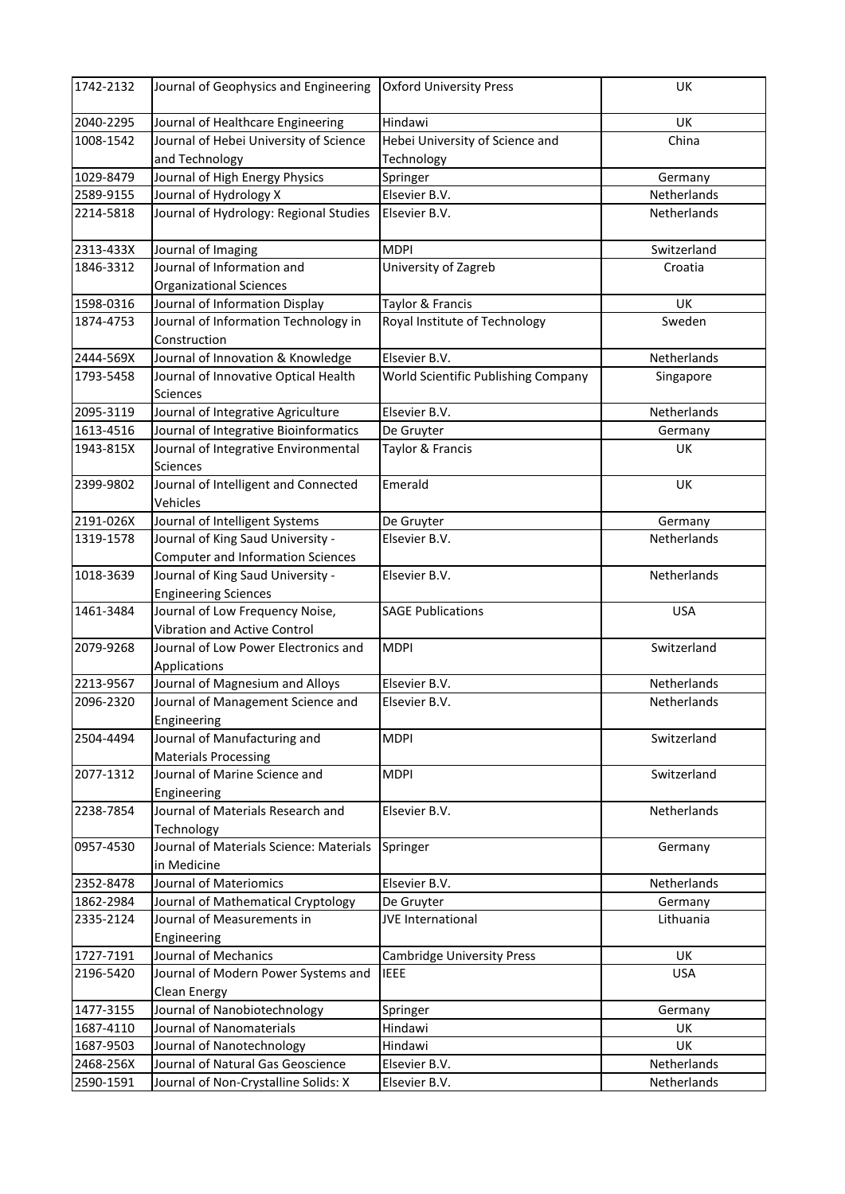| 1742-2132 | Journal of Geophysics and Engineering | Oxford University Press | UK |
|---|---|---|---|
| 2040-2295 | Journal of Healthcare Engineering | Hindawi | UK |
| 1008-1542 | Journal of Hebei University of Science and Technology | Hebei University of Science and Technology | China |
| 1029-8479 | Journal of High Energy Physics | Springer | Germany |
| 2589-9155 | Journal of Hydrology X | Elsevier B.V. | Netherlands |
| 2214-5818 | Journal of Hydrology: Regional Studies | Elsevier B.V. | Netherlands |
| 2313-433X | Journal of Imaging | MDPI | Switzerland |
| 1846-3312 | Journal of Information and Organizational Sciences | University of Zagreb | Croatia |
| 1598-0316 | Journal of Information Display | Taylor & Francis | UK |
| 1874-4753 | Journal of Information Technology in Construction | Royal Institute of Technology | Sweden |
| 2444-569X | Journal of Innovation & Knowledge | Elsevier B.V. | Netherlands |
| 1793-5458 | Journal of Innovative Optical Health Sciences | World Scientific Publishing Company | Singapore |
| 2095-3119 | Journal of Integrative Agriculture | Elsevier B.V. | Netherlands |
| 1613-4516 | Journal of Integrative Bioinformatics | De Gruyter | Germany |
| 1943-815X | Journal of Integrative Environmental Sciences | Taylor & Francis | UK |
| 2399-9802 | Journal of Intelligent and Connected Vehicles | Emerald | UK |
| 2191-026X | Journal of Intelligent Systems | De Gruyter | Germany |
| 1319-1578 | Journal of King Saud University - Computer and Information Sciences | Elsevier B.V. | Netherlands |
| 1018-3639 | Journal of King Saud University - Engineering Sciences | Elsevier B.V. | Netherlands |
| 1461-3484 | Journal of Low Frequency Noise, Vibration and Active Control | SAGE Publications | USA |
| 2079-9268 | Journal of Low Power Electronics and Applications | MDPI | Switzerland |
| 2213-9567 | Journal of Magnesium and Alloys | Elsevier B.V. | Netherlands |
| 2096-2320 | Journal of Management Science and Engineering | Elsevier B.V. | Netherlands |
| 2504-4494 | Journal of Manufacturing and Materials Processing | MDPI | Switzerland |
| 2077-1312 | Journal of Marine Science and Engineering | MDPI | Switzerland |
| 2238-7854 | Journal of Materials Research and Technology | Elsevier B.V. | Netherlands |
| 0957-4530 | Journal of Materials Science: Materials in Medicine | Springer | Germany |
| 2352-8478 | Journal of Materiomics | Elsevier B.V. | Netherlands |
| 1862-2984 | Journal of Mathematical Cryptology | De Gruyter | Germany |
| 2335-2124 | Journal of Measurements in Engineering | JVE International | Lithuania |
| 1727-7191 | Journal of Mechanics | Cambridge University Press | UK |
| 2196-5420 | Journal of Modern Power Systems and Clean Energy | IEEE | USA |
| 1477-3155 | Journal of Nanobiotechnology | Springer | Germany |
| 1687-4110 | Journal of Nanomaterials | Hindawi | UK |
| 1687-9503 | Journal of Nanotechnology | Hindawi | UK |
| 2468-256X | Journal of Natural Gas Geoscience | Elsevier B.V. | Netherlands |
| 2590-1591 | Journal of Non-Crystalline Solids: X | Elsevier B.V. | Netherlands |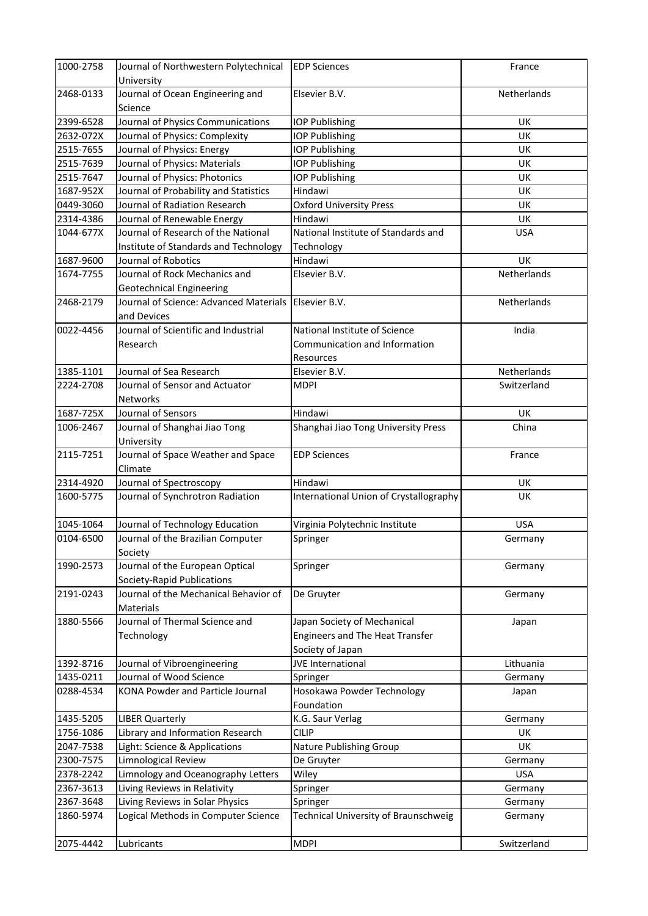| | | | |
|---|---|---|---|
| 1000-2758 | Journal of Northwestern Polytechnical University | EDP Sciences | France |
| 2468-0133 | Journal of Ocean Engineering and Science | Elsevier B.V. | Netherlands |
| 2399-6528 | Journal of Physics Communications | IOP Publishing | UK |
| 2632-072X | Journal of Physics: Complexity | IOP Publishing | UK |
| 2515-7655 | Journal of Physics: Energy | IOP Publishing | UK |
| 2515-7639 | Journal of Physics: Materials | IOP Publishing | UK |
| 2515-7647 | Journal of Physics: Photonics | IOP Publishing | UK |
| 1687-952X | Journal of Probability and Statistics | Hindawi | UK |
| 0449-3060 | Journal of Radiation Research | Oxford University Press | UK |
| 2314-4386 | Journal of Renewable Energy | Hindawi | UK |
| 1044-677X | Journal of Research of the National Institute of Standards and Technology | National Institute of Standards and Technology | USA |
| 1687-9600 | Journal of Robotics | Hindawi | UK |
| 1674-7755 | Journal of Rock Mechanics and Geotechnical Engineering | Elsevier B.V. | Netherlands |
| 2468-2179 | Journal of Science: Advanced Materials and Devices | Elsevier B.V. | Netherlands |
| 0022-4456 | Journal of Scientific and Industrial Research | National Institute of Science Communication and Information Resources | India |
| 1385-1101 | Journal of Sea Research | Elsevier B.V. | Netherlands |
| 2224-2708 | Journal of Sensor and Actuator Networks | MDPI | Switzerland |
| 1687-725X | Journal of Sensors | Hindawi | UK |
| 1006-2467 | Journal of Shanghai Jiao Tong University | Shanghai Jiao Tong University Press | China |
| 2115-7251 | Journal of Space Weather and Space Climate | EDP Sciences | France |
| 2314-4920 | Journal of Spectroscopy | Hindawi | UK |
| 1600-5775 | Journal of Synchrotron Radiation | International Union of Crystallography | UK |
| 1045-1064 | Journal of Technology Education | Virginia Polytechnic Institute | USA |
| 0104-6500 | Journal of the Brazilian Computer Society | Springer | Germany |
| 1990-2573 | Journal of the European Optical Society-Rapid Publications | Springer | Germany |
| 2191-0243 | Journal of the Mechanical Behavior of Materials | De Gruyter | Germany |
| 1880-5566 | Journal of Thermal Science and Technology | Japan Society of Mechanical Engineers and The Heat Transfer Society of Japan | Japan |
| 1392-8716 | Journal of Vibroengineering | JVE International | Lithuania |
| 1435-0211 | Journal of Wood Science | Springer | Germany |
| 0288-4534 | KONA Powder and Particle Journal | Hosokawa Powder Technology Foundation | Japan |
| 1435-5205 | LIBER Quarterly | K.G. Saur Verlag | Germany |
| 1756-1086 | Library and Information Research | CILIP | UK |
| 2047-7538 | Light: Science & Applications | Nature Publishing Group | UK |
| 2300-7575 | Limnological Review | De Gruyter | Germany |
| 2378-2242 | Limnology and Oceanography Letters | Wiley | USA |
| 2367-3613 | Living Reviews in Relativity | Springer | Germany |
| 2367-3648 | Living Reviews in Solar Physics | Springer | Germany |
| 1860-5974 | Logical Methods in Computer Science | Technical University of Braunschweig | Germany |
| 2075-4442 | Lubricants | MDPI | Switzerland |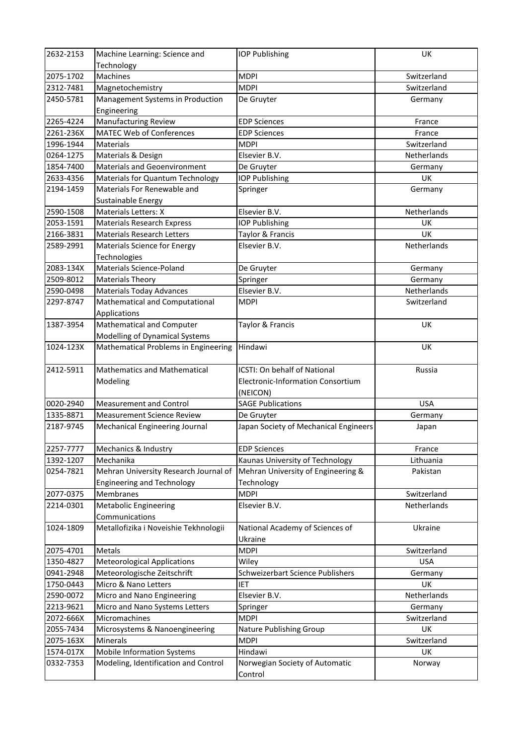| 2632-2153 | Machine Learning: Science and Technology | IOP Publishing | UK |
|---|---|---|---|
| 2075-1702 | Machines | MDPI | Switzerland |
| 2312-7481 | Magnetochemistry | MDPI | Switzerland |
| 2450-5781 | Management Systems in Production Engineering | De Gruyter | Germany |
| 2265-4224 | Manufacturing Review | EDP Sciences | France |
| 2261-236X | MATEC Web of Conferences | EDP Sciences | France |
| 1996-1944 | Materials | MDPI | Switzerland |
| 0264-1275 | Materials & Design | Elsevier B.V. | Netherlands |
| 1854-7400 | Materials and Geoenvironment | De Gruyter | Germany |
| 2633-4356 | Materials for Quantum Technology | IOP Publishing | UK |
| 2194-1459 | Materials For Renewable and Sustainable Energy | Springer | Germany |
| 2590-1508 | Materials Letters: X | Elsevier B.V. | Netherlands |
| 2053-1591 | Materials Research Express | IOP Publishing | UK |
| 2166-3831 | Materials Research Letters | Taylor & Francis | UK |
| 2589-2991 | Materials Science for Energy Technologies | Elsevier B.V. | Netherlands |
| 2083-134X | Materials Science-Poland | De Gruyter | Germany |
| 2509-8012 | Materials Theory | Springer | Germany |
| 2590-0498 | Materials Today Advances | Elsevier B.V. | Netherlands |
| 2297-8747 | Mathematical and Computational Applications | MDPI | Switzerland |
| 1387-3954 | Mathematical and Computer Modelling of Dynamical Systems | Taylor & Francis | UK |
| 1024-123X | Mathematical Problems in Engineering | Hindawi | UK |
| 2412-5911 | Mathematics and Mathematical Modeling | ICSTI: On behalf of National Electronic-Information Consortium (NEICON) | Russia |
| 0020-2940 | Measurement and Control | SAGE Publications | USA |
| 1335-8871 | Measurement Science Review | De Gruyter | Germany |
| 2187-9745 | Mechanical Engineering Journal | Japan Society of Mechanical Engineers | Japan |
| 2257-7777 | Mechanics & Industry | EDP Sciences | France |
| 1392-1207 | Mechanika | Kaunas University of Technology | Lithuania |
| 0254-7821 | Mehran University Research Journal of Engineering and Technology | Mehran University of Engineering & Technology | Pakistan |
| 2077-0375 | Membranes | MDPI | Switzerland |
| 2214-0301 | Metabolic Engineering Communications | Elsevier B.V. | Netherlands |
| 1024-1809 | Metallofizika i Noveishie Tekhnologii | National Academy of Sciences of Ukraine | Ukraine |
| 2075-4701 | Metals | MDPI | Switzerland |
| 1350-4827 | Meteorological Applications | Wiley | USA |
| 0941-2948 | Meteorologische Zeitschrift | Schweizerbart Science Publishers | Germany |
| 1750-0443 | Micro & Nano Letters | IET | UK |
| 2590-0072 | Micro and Nano Engineering | Elsevier B.V. | Netherlands |
| 2213-9621 | Micro and Nano Systems Letters | Springer | Germany |
| 2072-666X | Micromachines | MDPI | Switzerland |
| 2055-7434 | Microsystems & Nanoengineering | Nature Publishing Group | UK |
| 2075-163X | Minerals | MDPI | Switzerland |
| 1574-017X | Mobile Information Systems | Hindawi | UK |
| 0332-7353 | Modeling, Identification and Control | Norwegian Society of Automatic Control | Norway |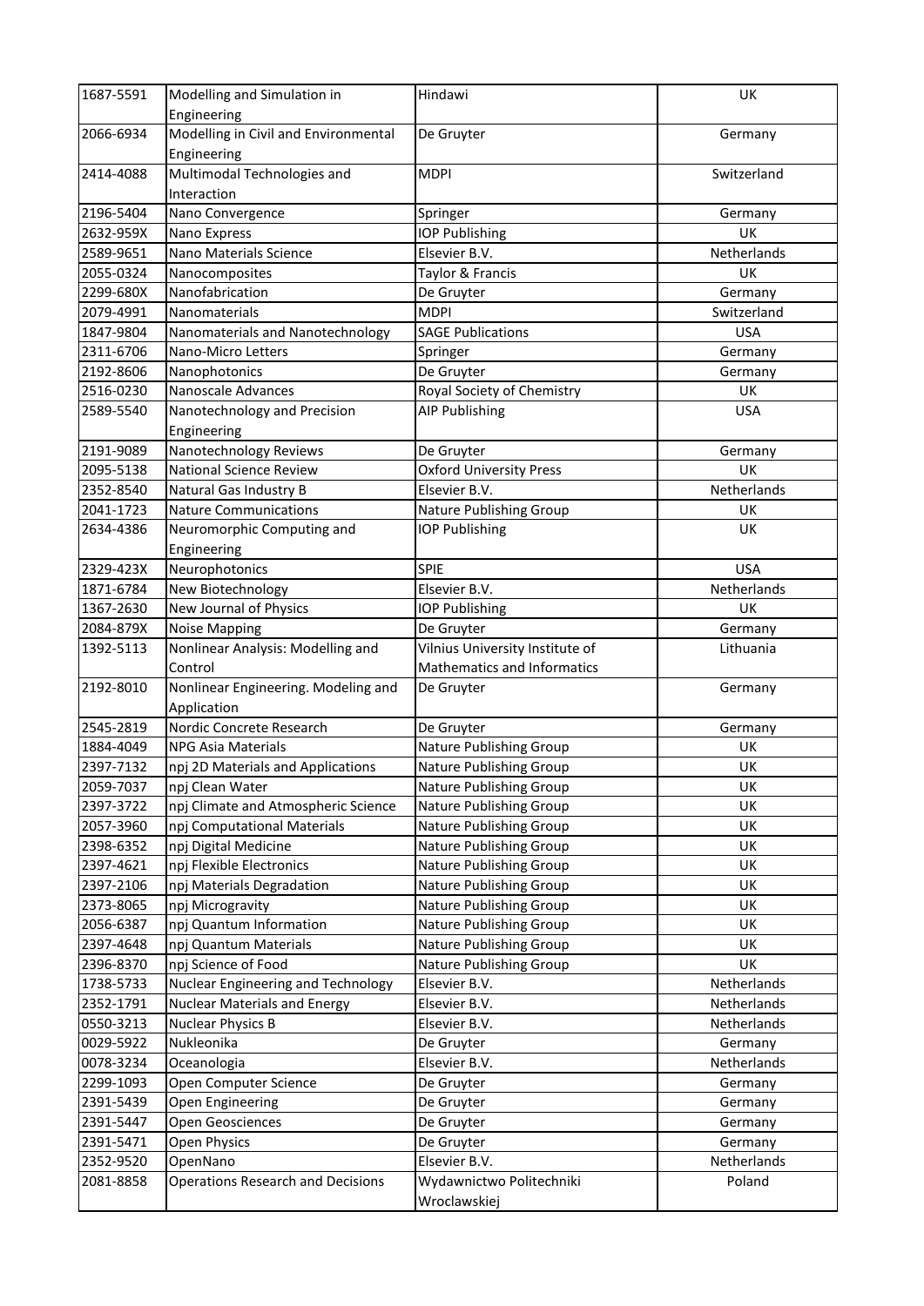| 1687-5591 | Modelling and Simulation in Engineering | Hindawi | UK |
|---|---|---|---|
| 2066-6934 | Modelling in Civil and Environmental Engineering | De Gruyter | Germany |
| 2414-4088 | Multimodal Technologies and Interaction | MDPI | Switzerland |
| 2196-5404 | Nano Convergence | Springer | Germany |
| 2632-959X | Nano Express | IOP Publishing | UK |
| 2589-9651 | Nano Materials Science | Elsevier B.V. | Netherlands |
| 2055-0324 | Nanocomposites | Taylor & Francis | UK |
| 2299-680X | Nanofabrication | De Gruyter | Germany |
| 2079-4991 | Nanomaterials | MDPI | Switzerland |
| 1847-9804 | Nanomaterials and Nanotechnology | SAGE Publications | USA |
| 2311-6706 | Nano-Micro Letters | Springer | Germany |
| 2192-8606 | Nanophotonics | De Gruyter | Germany |
| 2516-0230 | Nanoscale Advances | Royal Society of Chemistry | UK |
| 2589-5540 | Nanotechnology and Precision Engineering | AIP Publishing | USA |
| 2191-9089 | Nanotechnology Reviews | De Gruyter | Germany |
| 2095-5138 | National Science Review | Oxford University Press | UK |
| 2352-8540 | Natural Gas Industry B | Elsevier B.V. | Netherlands |
| 2041-1723 | Nature Communications | Nature Publishing Group | UK |
| 2634-4386 | Neuromorphic Computing and Engineering | IOP Publishing | UK |
| 2329-423X | Neurophotonics | SPIE | USA |
| 1871-6784 | New Biotechnology | Elsevier B.V. | Netherlands |
| 1367-2630 | New Journal of Physics | IOP Publishing | UK |
| 2084-879X | Noise Mapping | De Gruyter | Germany |
| 1392-5113 | Nonlinear Analysis: Modelling and Control | Vilnius University Institute of Mathematics and Informatics | Lithuania |
| 2192-8010 | Nonlinear Engineering. Modeling and Application | De Gruyter | Germany |
| 2545-2819 | Nordic Concrete Research | De Gruyter | Germany |
| 1884-4049 | NPG Asia Materials | Nature Publishing Group | UK |
| 2397-7132 | npj 2D Materials and Applications | Nature Publishing Group | UK |
| 2059-7037 | npj Clean Water | Nature Publishing Group | UK |
| 2397-3722 | npj Climate and Atmospheric Science | Nature Publishing Group | UK |
| 2057-3960 | npj Computational Materials | Nature Publishing Group | UK |
| 2398-6352 | npj Digital Medicine | Nature Publishing Group | UK |
| 2397-4621 | npj Flexible Electronics | Nature Publishing Group | UK |
| 2397-2106 | npj Materials Degradation | Nature Publishing Group | UK |
| 2373-8065 | npj Microgravity | Nature Publishing Group | UK |
| 2056-6387 | npj Quantum Information | Nature Publishing Group | UK |
| 2397-4648 | npj Quantum Materials | Nature Publishing Group | UK |
| 2396-8370 | npj Science of Food | Nature Publishing Group | UK |
| 1738-5733 | Nuclear Engineering and Technology | Elsevier B.V. | Netherlands |
| 2352-1791 | Nuclear Materials and Energy | Elsevier B.V. | Netherlands |
| 0550-3213 | Nuclear Physics B | Elsevier B.V. | Netherlands |
| 0029-5922 | Nukleonika | De Gruyter | Germany |
| 0078-3234 | Oceanologia | Elsevier B.V. | Netherlands |
| 2299-1093 | Open Computer Science | De Gruyter | Germany |
| 2391-5439 | Open Engineering | De Gruyter | Germany |
| 2391-5447 | Open Geosciences | De Gruyter | Germany |
| 2391-5471 | Open Physics | De Gruyter | Germany |
| 2352-9520 | OpenNano | Elsevier B.V. | Netherlands |
| 2081-8858 | Operations Research and Decisions | Wydawnictwo Politechniki Wroclawskiej | Poland |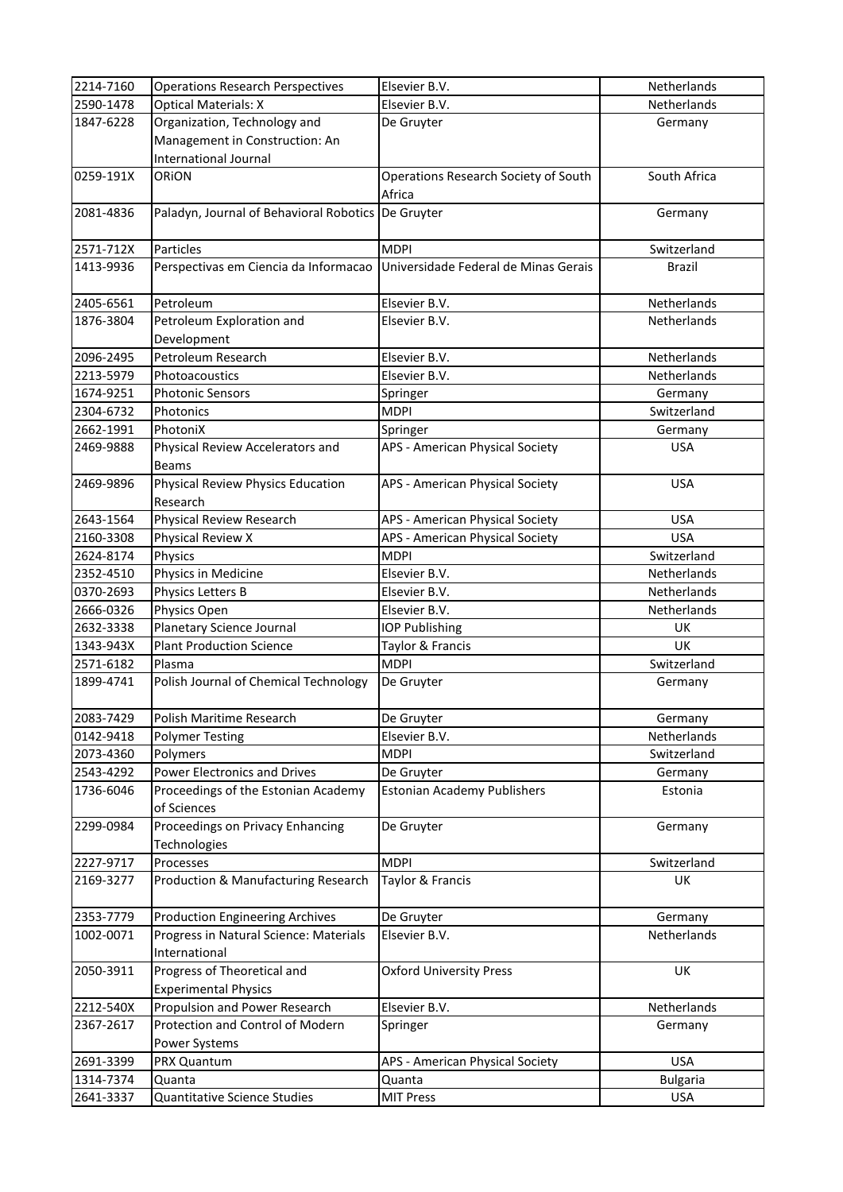| | | | |
|---|---|---|---|
| 2214-7160 | Operations Research Perspectives | Elsevier B.V. | Netherlands |
| 2590-1478 | Optical Materials: X | Elsevier B.V. | Netherlands |
| 1847-6228 | Organization, Technology and Management in Construction: An International Journal | De Gruyter | Germany |
| 0259-191X | ORiON | Operations Research Society of South Africa | South Africa |
| 2081-4836 | Paladyn, Journal of Behavioral Robotics | De Gruyter | Germany |
| 2571-712X | Particles | MDPI | Switzerland |
| 1413-9936 | Perspectivas em Ciencia da Informacao | Universidade Federal de Minas Gerais | Brazil |
| 2405-6561 | Petroleum | Elsevier B.V. | Netherlands |
| 1876-3804 | Petroleum Exploration and Development | Elsevier B.V. | Netherlands |
| 2096-2495 | Petroleum Research | Elsevier B.V. | Netherlands |
| 2213-5979 | Photoacoustics | Elsevier B.V. | Netherlands |
| 1674-9251 | Photonic Sensors | Springer | Germany |
| 2304-6732 | Photonics | MDPI | Switzerland |
| 2662-1991 | PhotoniX | Springer | Germany |
| 2469-9888 | Physical Review Accelerators and Beams | APS - American Physical Society | USA |
| 2469-9896 | Physical Review Physics Education Research | APS - American Physical Society | USA |
| 2643-1564 | Physical Review Research | APS - American Physical Society | USA |
| 2160-3308 | Physical Review X | APS - American Physical Society | USA |
| 2624-8174 | Physics | MDPI | Switzerland |
| 2352-4510 | Physics in Medicine | Elsevier B.V. | Netherlands |
| 0370-2693 | Physics Letters B | Elsevier B.V. | Netherlands |
| 2666-0326 | Physics Open | Elsevier B.V. | Netherlands |
| 2632-3338 | Planetary Science Journal | IOP Publishing | UK |
| 1343-943X | Plant Production Science | Taylor & Francis | UK |
| 2571-6182 | Plasma | MDPI | Switzerland |
| 1899-4741 | Polish Journal of Chemical Technology | De Gruyter | Germany |
| 2083-7429 | Polish Maritime Research | De Gruyter | Germany |
| 0142-9418 | Polymer Testing | Elsevier B.V. | Netherlands |
| 2073-4360 | Polymers | MDPI | Switzerland |
| 2543-4292 | Power Electronics and Drives | De Gruyter | Germany |
| 1736-6046 | Proceedings of the Estonian Academy of Sciences | Estonian Academy Publishers | Estonia |
| 2299-0984 | Proceedings on Privacy Enhancing Technologies | De Gruyter | Germany |
| 2227-9717 | Processes | MDPI | Switzerland |
| 2169-3277 | Production & Manufacturing Research | Taylor & Francis | UK |
| 2353-7779 | Production Engineering Archives | De Gruyter | Germany |
| 1002-0071 | Progress in Natural Science: Materials International | Elsevier B.V. | Netherlands |
| 2050-3911 | Progress of Theoretical and Experimental Physics | Oxford University Press | UK |
| 2212-540X | Propulsion and Power Research | Elsevier B.V. | Netherlands |
| 2367-2617 | Protection and Control of Modern Power Systems | Springer | Germany |
| 2691-3399 | PRX Quantum | APS - American Physical Society | USA |
| 1314-7374 | Quanta | Quanta | Bulgaria |
| 2641-3337 | Quantitative Science Studies | MIT Press | USA |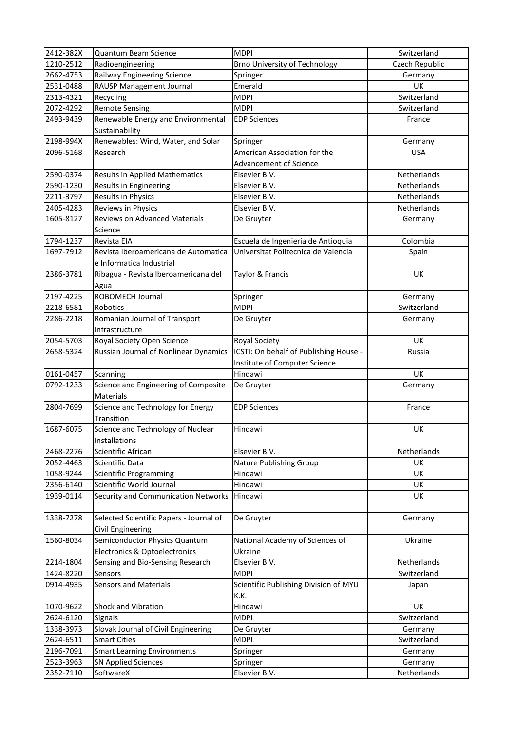| 2412-382X | Quantum Beam Science | MDPI | Switzerland |
|---|---|---|---|
| 1210-2512 | Radioengineering | Brno University of Technology | Czech Republic |
| 2662-4753 | Railway Engineering Science | Springer | Germany |
| 2531-0488 | RAUSP Management Journal | Emerald | UK |
| 2313-4321 | Recycling | MDPI | Switzerland |
| 2072-4292 | Remote Sensing | MDPI | Switzerland |
| 2493-9439 | Renewable Energy and Environmental Sustainability | EDP Sciences | France |
| 2198-994X | Renewables: Wind, Water, and Solar | Springer | Germany |
| 2096-5168 | Research | American Association for the Advancement of Science | USA |
| 2590-0374 | Results in Applied Mathematics | Elsevier B.V. | Netherlands |
| 2590-1230 | Results in Engineering | Elsevier B.V. | Netherlands |
| 2211-3797 | Results in Physics | Elsevier B.V. | Netherlands |
| 2405-4283 | Reviews in Physics | Elsevier B.V. | Netherlands |
| 1605-8127 | Reviews on Advanced Materials Science | De Gruyter | Germany |
| 1794-1237 | Revista EIA | Escuela de Ingenieria de Antioquia | Colombia |
| 1697-7912 | Revista Iberoamericana de Automatica e Informatica Industrial | Universitat Politecnica de Valencia | Spain |
| 2386-3781 | Ribagua - Revista Iberoamericana del Agua | Taylor & Francis | UK |
| 2197-4225 | ROBOMECH Journal | Springer | Germany |
| 2218-6581 | Robotics | MDPI | Switzerland |
| 2286-2218 | Romanian Journal of Transport Infrastructure | De Gruyter | Germany |
| 2054-5703 | Royal Society Open Science | Royal Society | UK |
| 2658-5324 | Russian Journal of Nonlinear Dynamics | ICSTI: On behalf of Publishing House - Institute of Computer Science | Russia |
| 0161-0457 | Scanning | Hindawi | UK |
| 0792-1233 | Science and Engineering of Composite Materials | De Gruyter | Germany |
| 2804-7699 | Science and Technology for Energy Transition | EDP Sciences | France |
| 1687-6075 | Science and Technology of Nuclear Installations | Hindawi | UK |
| 2468-2276 | Scientific African | Elsevier B.V. | Netherlands |
| 2052-4463 | Scientific Data | Nature Publishing Group | UK |
| 1058-9244 | Scientific Programming | Hindawi | UK |
| 2356-6140 | Scientific World Journal | Hindawi | UK |
| 1939-0114 | Security and Communication Networks | Hindawi | UK |
| 1338-7278 | Selected Scientific Papers - Journal of Civil Engineering | De Gruyter | Germany |
| 1560-8034 | Semiconductor Physics Quantum Electronics & Optoelectronics | National Academy of Sciences of Ukraine | Ukraine |
| 2214-1804 | Sensing and Bio-Sensing Research | Elsevier B.V. | Netherlands |
| 1424-8220 | Sensors | MDPI | Switzerland |
| 0914-4935 | Sensors and Materials | Scientific Publishing Division of MYU K.K. | Japan |
| 1070-9622 | Shock and Vibration | Hindawi | UK |
| 2624-6120 | Signals | MDPI | Switzerland |
| 1338-3973 | Slovak Journal of Civil Engineering | De Gruyter | Germany |
| 2624-6511 | Smart Cities | MDPI | Switzerland |
| 2196-7091 | Smart Learning Environments | Springer | Germany |
| 2523-3963 | SN Applied Sciences | Springer | Germany |
| 2352-7110 | SoftwareX | Elsevier B.V. | Netherlands |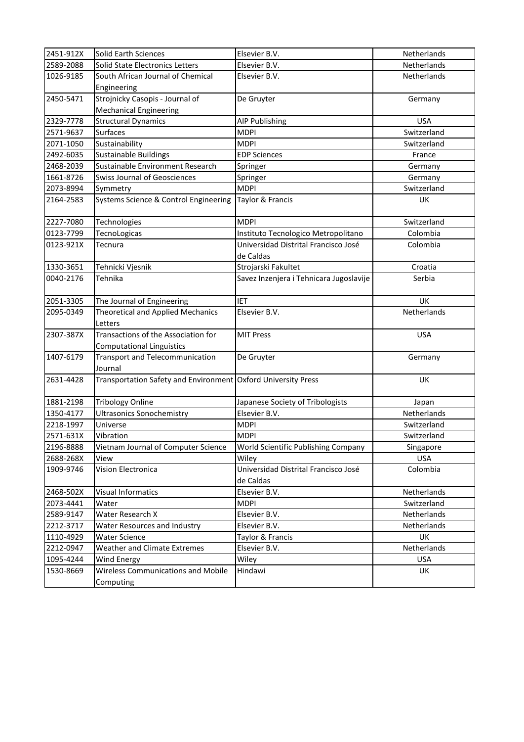| | | | |
|---|---|---|---|
| 2451-912X | Solid Earth Sciences | Elsevier B.V. | Netherlands |
| 2589-2088 | Solid State Electronics Letters | Elsevier B.V. | Netherlands |
| 1026-9185 | South African Journal of Chemical Engineering | Elsevier B.V. | Netherlands |
| 2450-5471 | Strojnicky Casopis - Journal of Mechanical Engineering | De Gruyter | Germany |
| 2329-7778 | Structural Dynamics | AIP Publishing | USA |
| 2571-9637 | Surfaces | MDPI | Switzerland |
| 2071-1050 | Sustainability | MDPI | Switzerland |
| 2492-6035 | Sustainable Buildings | EDP Sciences | France |
| 2468-2039 | Sustainable Environment Research | Springer | Germany |
| 1661-8726 | Swiss Journal of Geosciences | Springer | Germany |
| 2073-8994 | Symmetry | MDPI | Switzerland |
| 2164-2583 | Systems Science & Control Engineering | Taylor & Francis | UK |
| 2227-7080 | Technologies | MDPI | Switzerland |
| 0123-7799 | TecnoLogicas | Instituto Tecnologico Metropolitano | Colombia |
| 0123-921X | Tecnura | Universidad Distrital Francisco José de Caldas | Colombia |
| 1330-3651 | Tehnicki Vjesnik | Strojarski Fakultet | Croatia |
| 0040-2176 | Tehnika | Savez Inzenjera i Tehnicara Jugoslavije | Serbia |
| 2051-3305 | The Journal of Engineering | IET | UK |
| 2095-0349 | Theoretical and Applied Mechanics Letters | Elsevier B.V. | Netherlands |
| 2307-387X | Transactions of the Association for Computational Linguistics | MIT Press | USA |
| 1407-6179 | Transport and Telecommunication Journal | De Gruyter | Germany |
| 2631-4428 | Transportation Safety and Environment | Oxford University Press | UK |
| 1881-2198 | Tribology Online | Japanese Society of Tribologists | Japan |
| 1350-4177 | Ultrasonics Sonochemistry | Elsevier B.V. | Netherlands |
| 2218-1997 | Universe | MDPI | Switzerland |
| 2571-631X | Vibration | MDPI | Switzerland |
| 2196-8888 | Vietnam Journal of Computer Science | World Scientific Publishing Company | Singapore |
| 2688-268X | View | Wiley | USA |
| 1909-9746 | Vision Electronica | Universidad Distrital Francisco José de Caldas | Colombia |
| 2468-502X | Visual Informatics | Elsevier B.V. | Netherlands |
| 2073-4441 | Water | MDPI | Switzerland |
| 2589-9147 | Water Research X | Elsevier B.V. | Netherlands |
| 2212-3717 | Water Resources and Industry | Elsevier B.V. | Netherlands |
| 1110-4929 | Water Science | Taylor & Francis | UK |
| 2212-0947 | Weather and Climate Extremes | Elsevier B.V. | Netherlands |
| 1095-4244 | Wind Energy | Wiley | USA |
| 1530-8669 | Wireless Communications and Mobile Computing | Hindawi | UK |